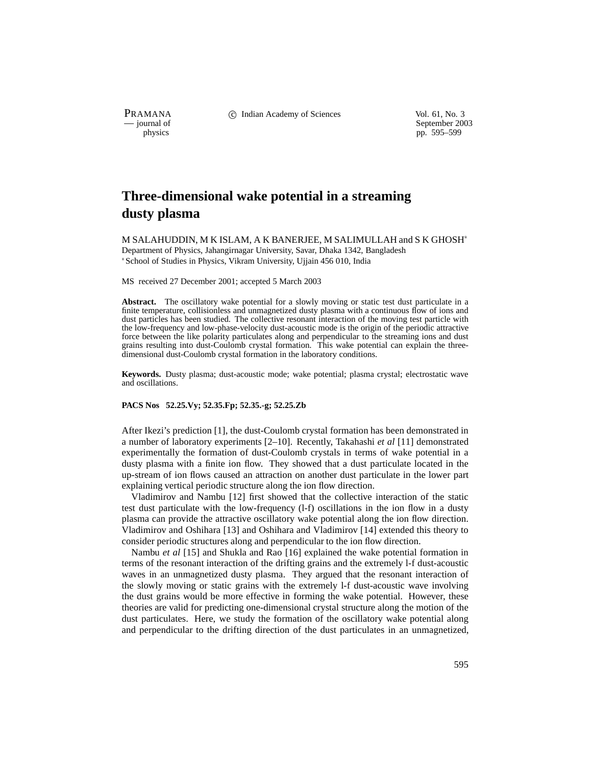# Three-dimensional wake potential in a streaming dusty plasma

M SALAHUDDIN, M K ISLAM, A K BANERJEE, M SALIMULLAH and S K GHOSH*

Department of Physics, Jahangirnagar University, Savar, Dhaka 1342, Bangladesh

*School of Studies in Physics, Vikram University, Ujjain 456 010, India

MS received 27 December 2001; accepted 5 March 2003

**Abstract.** The oscillatory wake potential for a slowly moving or static test dust particulate in a finite temperature, collisionless and unmagnetized dusty plasma with a continuous flow of ions and dust particles has been studied. The collective resonant interaction of the moving test particle with the low-frequency and low-phase-velocity dust-acoustic mode is the origin of the periodic attractive force between the like polarity particulates along and perpendicular to the streaming ions and dust grains resulting into dust-Coulomb crystal formation. This wake potential can explain the three-dimensional dust-Coulomb crystal formation in the laboratory conditions.

**Keywords.** Dusty plasma; dust-acoustic mode; wake potential; plasma crystal; electrostatic wave and oscillations.

**PACS Nos 52.25.Vy; 52.35.Fp; 52.35.-g; 52.25.Zb**

After Ikezi's prediction [1], the dust-Coulomb crystal formation has been demonstrated in a number of laboratory experiments [2–10]. Recently, Takahashi *et al* [11] demonstrated experimentally the formation of dust-Coulomb crystals in terms of wake potential in a dusty plasma with a finite ion flow. They showed that a dust particulate located in the up-stream of ion flows caused an attraction on another dust particulate in the lower part explaining vertical periodic structure along the ion flow direction.

Vladimirov and Nambu [12] first showed that the collective interaction of the static test dust particulate with the low-frequency (l-f) oscillations in the ion flow in a dusty plasma can provide the attractive oscillatory wake potential along the ion flow direction. Vladimirov and Oshihara [13] and Oshihara and Vladimirov [14] extended this theory to consider periodic structures along and perpendicular to the ion flow direction.

Nambu *et al* [15] and Shukla and Rao [16] explained the wake potential formation in terms of the resonant interaction of the drifting grains and the extremely l-f dust-acoustic waves in an unmagnetized dusty plasma. They argued that the resonant interaction of the slowly moving or static grains with the extremely l-f dust-acoustic wave involving the dust grains would be more effective in forming the wake potential. However, these theories are valid for predicting one-dimensional crystal structure along the motion of the dust particulates. Here, we study the formation of the oscillatory wake potential along and perpendicular to the drifting direction of the dust particulates in an unmagnetized,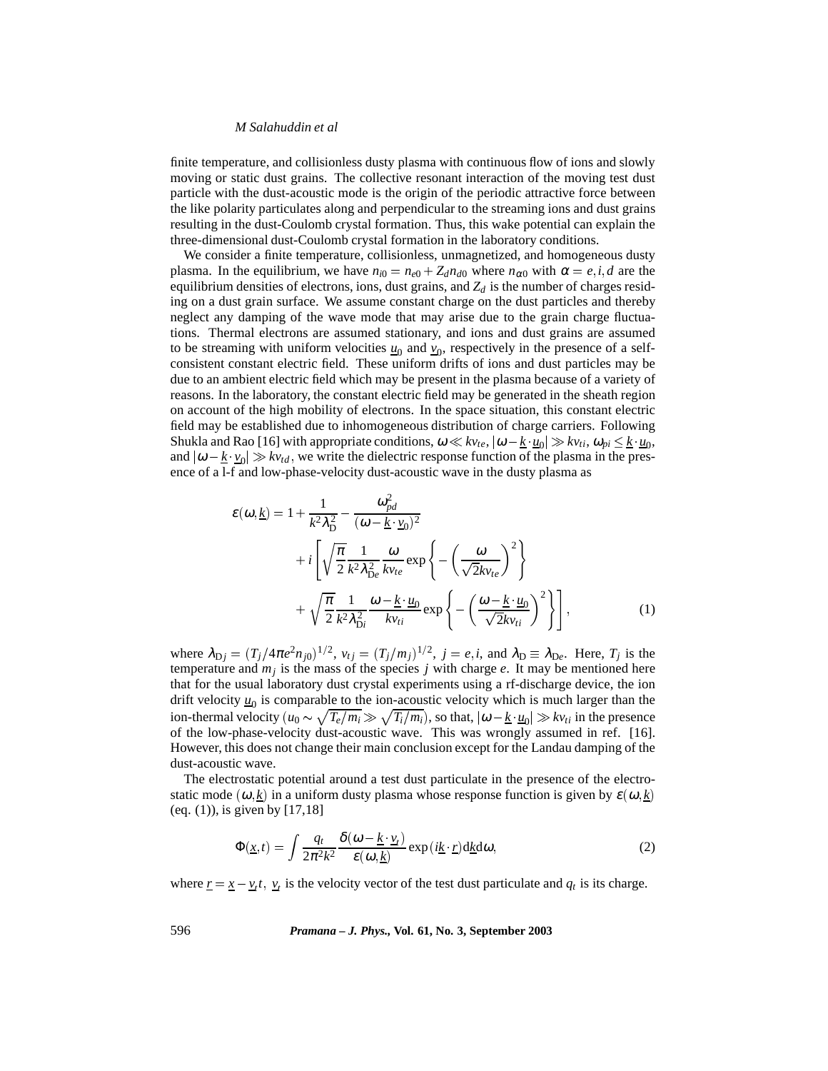finite temperature, and collisionless dusty plasma with continuous flow of ions and slowly moving or static dust grains. The collective resonant interaction of the moving test dust particle with the dust-acoustic mode is the origin of the periodic attractive force between the like polarity particulates along and perpendicular to the streaming ions and dust grains resulting in the dust-Coulomb crystal formation. Thus, this wake potential can explain the three-dimensional dust-Coulomb crystal formation in the laboratory conditions.

We consider a finite temperature, collisionless, unmagnetized, and homogeneous dusty plasma. In the equilibrium, we have $n_{i0} = n_{e0} + Z_d n_{d0}$ where $n_{\alpha 0}$ with $\alpha = e, i, d$ are the equilibrium densities of electrons, ions, dust grains, and $Z_d$ is the number of charges residing on a dust grain surface. We assume constant charge on the dust particles and thereby neglect any damping of the wave mode that may arise due to the grain charge fluctuations. Thermal electrons are assumed stationary, and ions and dust grains are assumed to be streaming with uniform velocities $\underline{u}_0$ and $\underline{v}_0$, respectively in the presence of a self-consistent constant electric field. These uniform drifts of ions and dust particles may be due to an ambient electric field which may be present in the plasma because of a variety of reasons. In the laboratory, the constant electric field may be generated in the sheath region on account of the high mobility of electrons. In the space situation, this constant electric field may be established due to inhomogeneous distribution of charge carriers. Following Shukla and Rao [16] with appropriate conditions, $\omega \ll k v_{te}$, $|\omega - \underline{k}\cdot\underline{u}_0| \gg k v_{ti}$, $\omega_{pi} \leq \underline{k}\cdot\underline{u}_0$, and $|\omega - \underline{k}\cdot\underline{v}_0| \gg k v_{td}$, we write the dielectric response function of the plasma in the presence of a l-f and low-phase-velocity dust-acoustic wave in the dusty plasma as

$$\varepsilon(\omega,\underline{k}) = 1 + \frac{1}{k^2\lambda_{\mathrm{D}}^2} - \frac{\omega_{pd}^2}{(\omega - \underline{k}\cdot\underline{v}_0)^2} + i\left[\sqrt{\frac{\pi}{2}}\frac{1}{k^2\lambda_{\mathrm{D}e}^2}\frac{\omega}{k v_{te}}\exp\left\{-\left(\frac{\omega}{\sqrt{2}k v_{te}}\right)^2\right\} + \sqrt{\frac{\pi}{2}}\frac{1}{k^2\lambda_{\mathrm{D}i}^2}\frac{\omega - \underline{k}\cdot\underline{u}_0}{k v_{ti}}\exp\left\{-\left(\frac{\omega - \underline{k}\cdot\underline{u}_0}{\sqrt{2}k v_{ti}}\right)^2\right\}\right], \tag{1}$$

where $\lambda_{\mathrm{D}j} = (T_j/4\pi e^2 n_{j0})^{1/2}$, $v_{tj} = (T_j/m_j)^{1/2}$, $j = e, i$, and $\lambda_{\mathrm{D}} \equiv \lambda_{\mathrm{D}e}$. Here, $T_j$ is the temperature and $m_j$ is the mass of the species $j$ with charge $e$. It may be mentioned here that for the usual laboratory dust crystal experiments using a rf-discharge device, the ion drift velocity $\underline{u}_0$ is comparable to the ion-acoustic velocity which is much larger than the ion-thermal velocity ($u_0 \sim \sqrt{T_e/m_i} \gg \sqrt{T_i/m_i}$), so that, $|\omega - \underline{k}\cdot\underline{u}_0| \gg k v_{ti}$ in the presence of the low-phase-velocity dust-acoustic wave. This was wrongly assumed in ref. [16]. However, this does not change their main conclusion except for the Landau damping of the dust-acoustic wave.

The electrostatic potential around a test dust particulate in the presence of the electrostatic mode $(\omega, \underline{k})$ in a uniform dusty plasma whose response function is given by $\varepsilon(\omega,\underline{k})$ (eq. (1)), is given by [17,18]

$$\Phi(\underline{x},t) = \int \frac{q_t}{2\pi^2 k^2}\frac{\delta(\omega - \underline{k}\cdot\underline{v}_t)}{\varepsilon(\omega,\underline{k})}\exp(i\underline{k}\cdot\underline{r})\mathrm{d}\underline{k}\mathrm{d}\omega, \tag{2}$$

where $\underline{r} = \underline{x} - \underline{v}_t t$, $\underline{v}_t$ is the velocity vector of the test dust particulate and $q_t$ is its charge.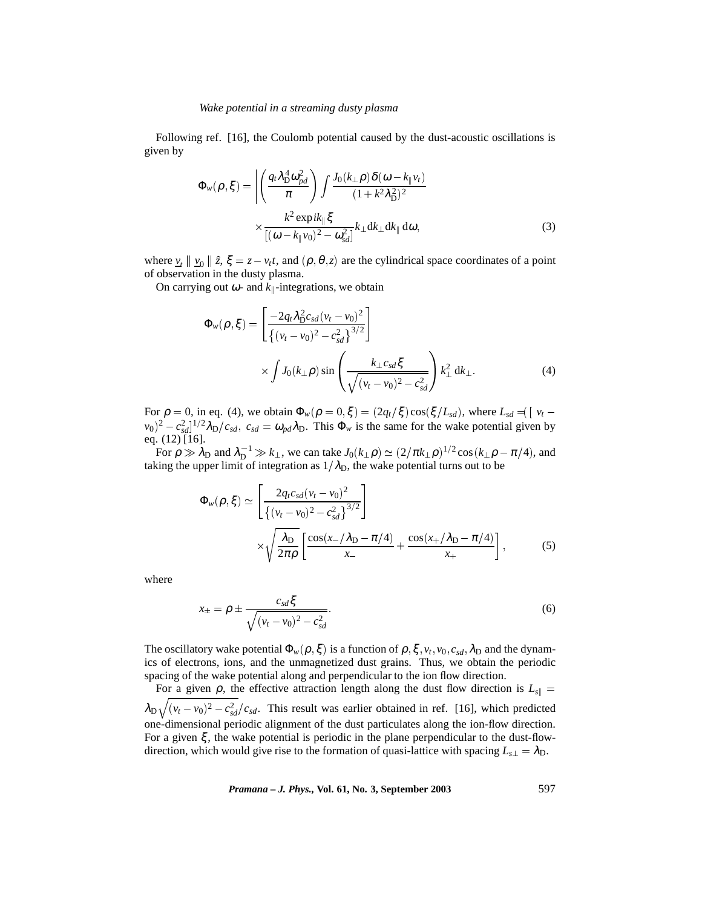Following ref. [16], the Coulomb potential caused by the dust-acoustic oscillations is given by

$$\Phi_w(\rho,\xi) = \left| \left( \frac{q_t \lambda_{\rm D}^4 \omega_{pd}^2}{\pi} \right) \int \frac{J_0(k_\perp \rho)\delta(\omega - k_\parallel v_t)}{(1+k^2\lambda_{\rm D}^2)^2} \right. \times \frac{k^2 \exp ik_\parallel \xi}{[(\omega - k_\parallel v_0)^2 - \omega_{sd}^2]} k_\perp {\rm d}k_\perp {\rm d}k_\parallel\, {\rm d}\omega, \tag{3}$$

where $\underline{v}_t \parallel \underline{v}_0 \parallel \hat{z}$, $\xi = z - v_t t$, and $(\rho,\theta,z)$ are the cylindrical space coordinates of a point of observation in the dusty plasma.

On carrying out $\omega$- and $k_\parallel$-integrations, we obtain

$$\Phi_w(\rho,\xi) = \left[ \frac{-2q_t \lambda_{\rm D}^2 c_{sd}(v_t - v_0)^2}{\left\{(v_t - v_0)^2 - c_{sd}^2\right\}^{3/2}} \right] \times \int J_0(k_\perp \rho) \sin\left( \frac{k_\perp c_{sd} \xi}{\sqrt{(v_t - v_0)^2 - c_{sd}^2}} \right) k_\perp^2 \, {\rm d}k_\perp. \tag{4}$$

For $\rho = 0$, in eq. (4), we obtain $\Phi_w(\rho = 0,\xi) = (2q_t/\xi)\cos(\xi/L_{sd})$, where $L_{sd} = [(v_t - v_0)^2 - c_{sd}^2]^{1/2} \lambda_{\rm D}/c_{sd}$, $c_{sd} = \omega_{pd}\lambda_{\rm D}$. This $\Phi_w$ is the same for the wake potential given by eq. (12) [16].

For $\rho \gg \lambda_{\rm D}$ and $\lambda_{\rm D}^{-1} \gg k_\perp$, we can take $J_0(k_\perp \rho) \simeq (2/\pi k_\perp \rho)^{1/2}\cos(k_\perp \rho - \pi/4)$, and taking the upper limit of integration as $1/\lambda_{\rm D}$, the wake potential turns out to be

$$\Phi_w(\rho,\xi) \simeq \left[ \frac{2q_t c_{sd}(v_t - v_0)^2}{\left\{(v_t - v_0)^2 - c_{sd}^2\right\}^{3/2}} \right] \times \sqrt{\frac{\lambda_{\rm D}}{2\pi\rho}} \left[ \frac{\cos(x_-/\lambda_{\rm D} - \pi/4)}{x_-} + \frac{\cos(x_+/\lambda_{\rm D} - \pi/4)}{x_+} \right], \tag{5}$$

where

$$x_\pm = \rho \pm \frac{c_{sd}\xi}{\sqrt{(v_t - v_0)^2 - c_{sd}^2}}. \tag{6}$$

The oscillatory wake potential $\Phi_w(\rho,\xi)$ is a function of $\rho, \xi, v_t, v_0, c_{sd}, \lambda_{\rm D}$ and the dynamics of electrons, ions, and the unmagnetized dust grains. Thus, we obtain the periodic spacing of the wake potential along and perpendicular to the ion flow direction.

For a given $\rho$, the effective attraction length along the dust flow direction is $L_{s\parallel} = \lambda_{\rm D}\sqrt{(v_t - v_0)^2 - c_{sd}^2}/c_{sd}$. This result was earlier obtained in ref. [16], which predicted one-dimensional periodic alignment of the dust particulates along the ion-flow direction. For a given $\xi$, the wake potential is periodic in the plane perpendicular to the dust-flow-direction, which would give rise to the formation of quasi-lattice with spacing $L_{s\perp} = \lambda_{\rm D}$.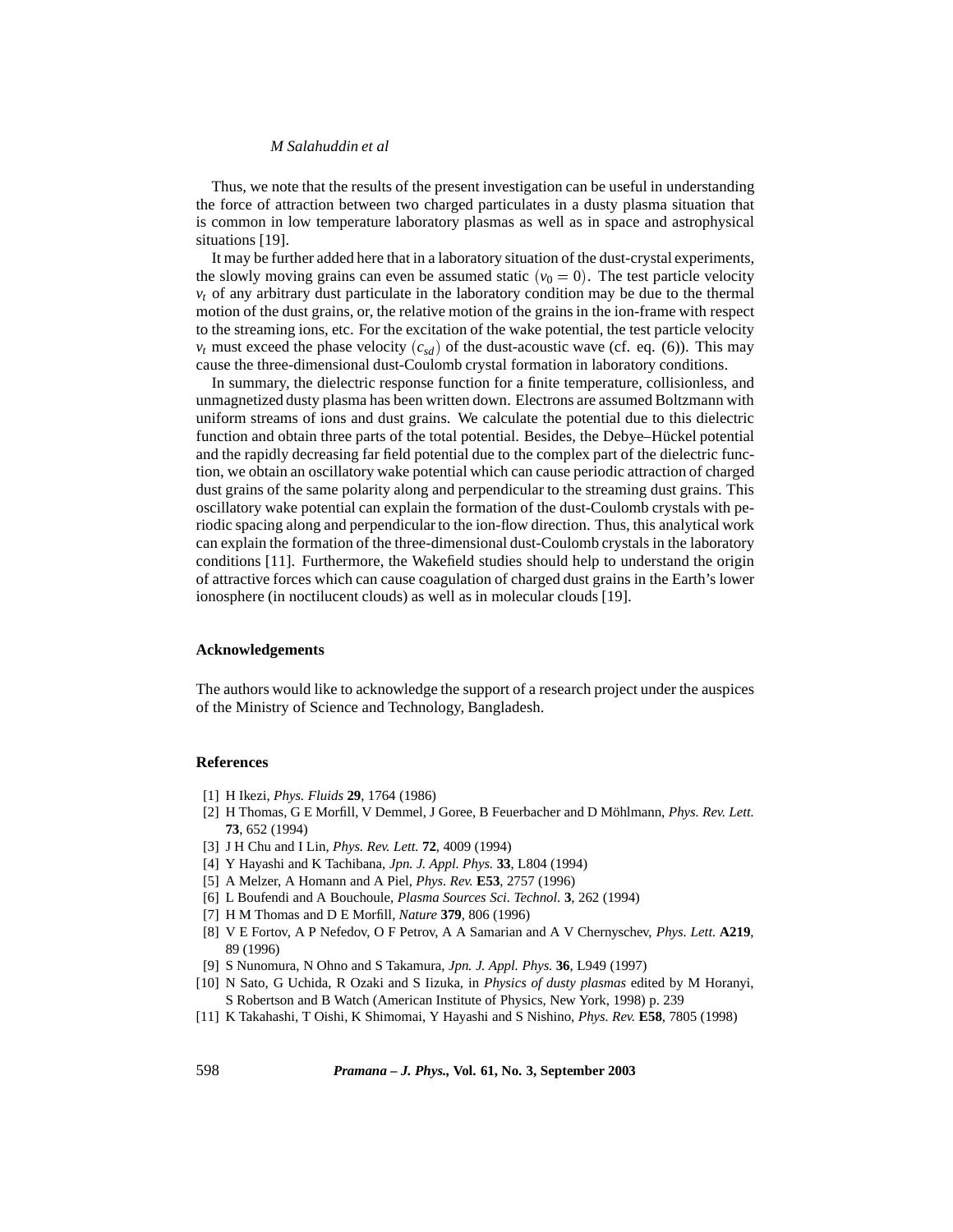Thus, we note that the results of the present investigation can be useful in understanding the force of attraction between two charged particulates in a dusty plasma situation that is common in low temperature laboratory plasmas as well as in space and astrophysical situations [19].

It may be further added here that in a laboratory situation of the dust-crystal experiments, the slowly moving grains can even be assumed static $(v_0 = 0)$. The test particle velocity $v_t$ of any arbitrary dust particulate in the laboratory condition may be due to the thermal motion of the dust grains, or, the relative motion of the grains in the ion-frame with respect to the streaming ions, etc. For the excitation of the wake potential, the test particle velocity $v_t$ must exceed the phase velocity $(c_{sd})$ of the dust-acoustic wave (cf. eq. (6)). This may cause the three-dimensional dust-Coulomb crystal formation in laboratory conditions.

In summary, the dielectric response function for a finite temperature, collisionless, and unmagnetized dusty plasma has been written down. Electrons are assumed Boltzmann with uniform streams of ions and dust grains. We calculate the potential due to this dielectric function and obtain three parts of the total potential. Besides, the Debye–Hückel potential and the rapidly decreasing far field potential due to the complex part of the dielectric function, we obtain an oscillatory wake potential which can cause periodic attraction of charged dust grains of the same polarity along and perpendicular to the streaming dust grains. This oscillatory wake potential can explain the formation of the dust-Coulomb crystals with periodic spacing along and perpendicular to the ion-flow direction. Thus, this analytical work can explain the formation of the three-dimensional dust-Coulomb crystals in the laboratory conditions [11]. Furthermore, the Wakefield studies should help to understand the origin of attractive forces which can cause coagulation of charged dust grains in the Earth's lower ionosphere (in noctilucent clouds) as well as in molecular clouds [19].

## Acknowledgements

The authors would like to acknowledge the support of a research project under the auspices of the Ministry of Science and Technology, Bangladesh.

## References

[1] H Ikezi, *Phys. Fluids* **29**, 1764 (1986)

[2] H Thomas, G E Morfill, V Demmel, J Goree, B Feuerbacher and D Möhlmann, *Phys. Rev. Lett.* **73**, 652 (1994)

[3] J H Chu and I Lin, *Phys. Rev. Lett.* **72**, 4009 (1994)

[4] Y Hayashi and K Tachibana, *Jpn. J. Appl. Phys.* **33**, L804 (1994)

[5] A Melzer, A Homann and A Piel, *Phys. Rev.* **E53**, 2757 (1996)

[6] L Boufendi and A Bouchoule, *Plasma Sources Sci. Technol.* **3**, 262 (1994)

[7] H M Thomas and D E Morfill, *Nature* **379**, 806 (1996)

[8] V E Fortov, A P Nefedov, O F Petrov, A A Samarian and A V Chernyschev, *Phys. Lett.* **A219**, 89 (1996)

[9] S Nunomura, N Ohno and S Takamura, *Jpn. J. Appl. Phys.* **36**, L949 (1997)

[10] N Sato, G Uchida, R Ozaki and S Iizuka, in *Physics of dusty plasmas* edited by M Horanyi, S Robertson and B Watch (American Institute of Physics, New York, 1998) p. 239

[11] K Takahashi, T Oishi, K Shimomai, Y Hayashi and S Nishino, *Phys. Rev.* **E58**, 7805 (1998)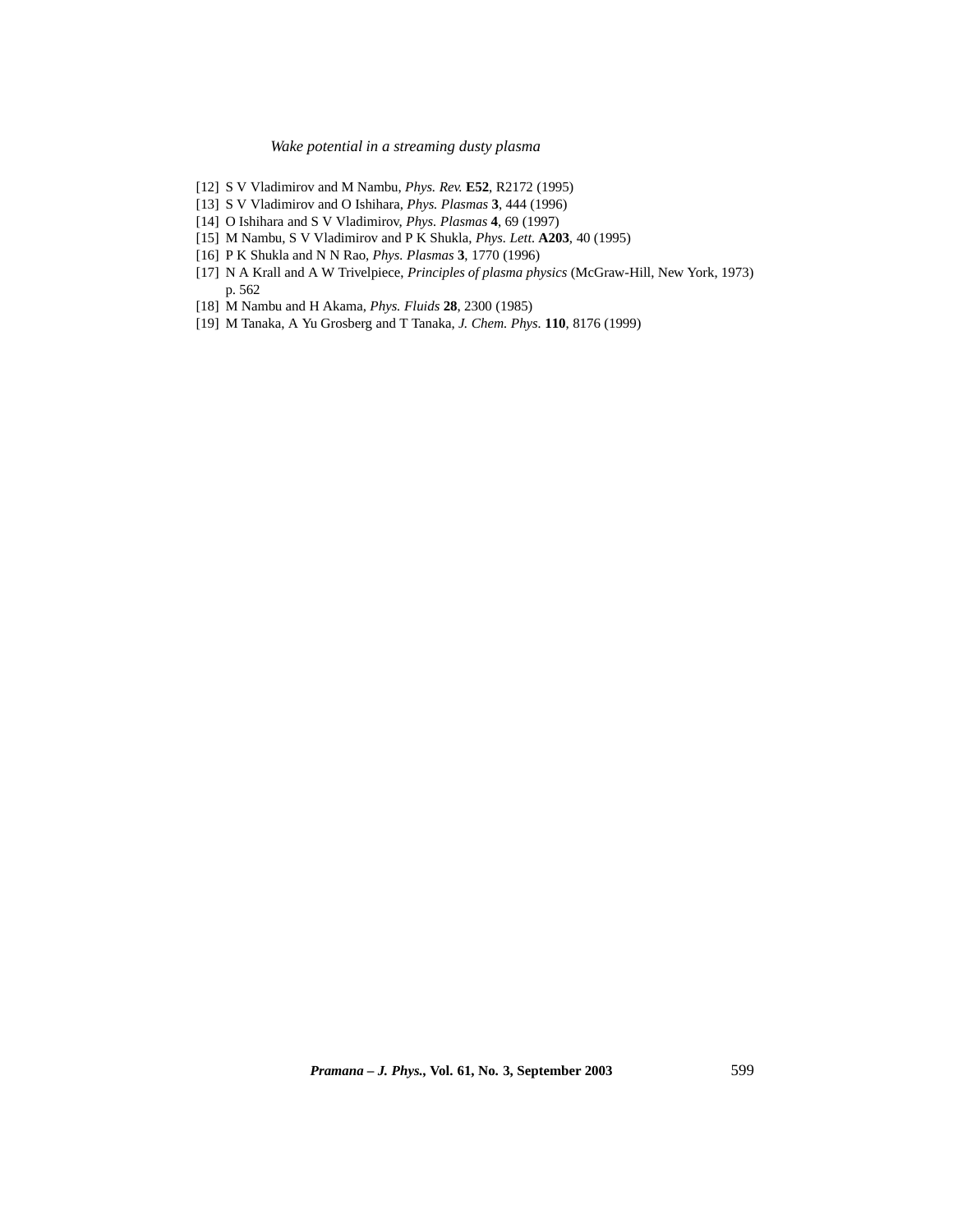[12] S V Vladimirov and M Nambu, *Phys. Rev.* **E52**, R2172 (1995)
[13] S V Vladimirov and O Ishihara, *Phys. Plasmas* **3**, 444 (1996)
[14] O Ishihara and S V Vladimirov, *Phys. Plasmas* **4**, 69 (1997)
[15] M Nambu, S V Vladimirov and P K Shukla, *Phys. Lett.* **A203**, 40 (1995)
[16] P K Shukla and N N Rao, *Phys. Plasmas* **3**, 1770 (1996)
[17] N A Krall and A W Trivelpiece, *Principles of plasma physics* (McGraw-Hill, New York, 1973) p. 562
[18] M Nambu and H Akama, *Phys. Fluids* **28**, 2300 (1985)
[19] M Tanaka, A Yu Grosberg and T Tanaka, *J. Chem. Phys.* **110**, 8176 (1999)